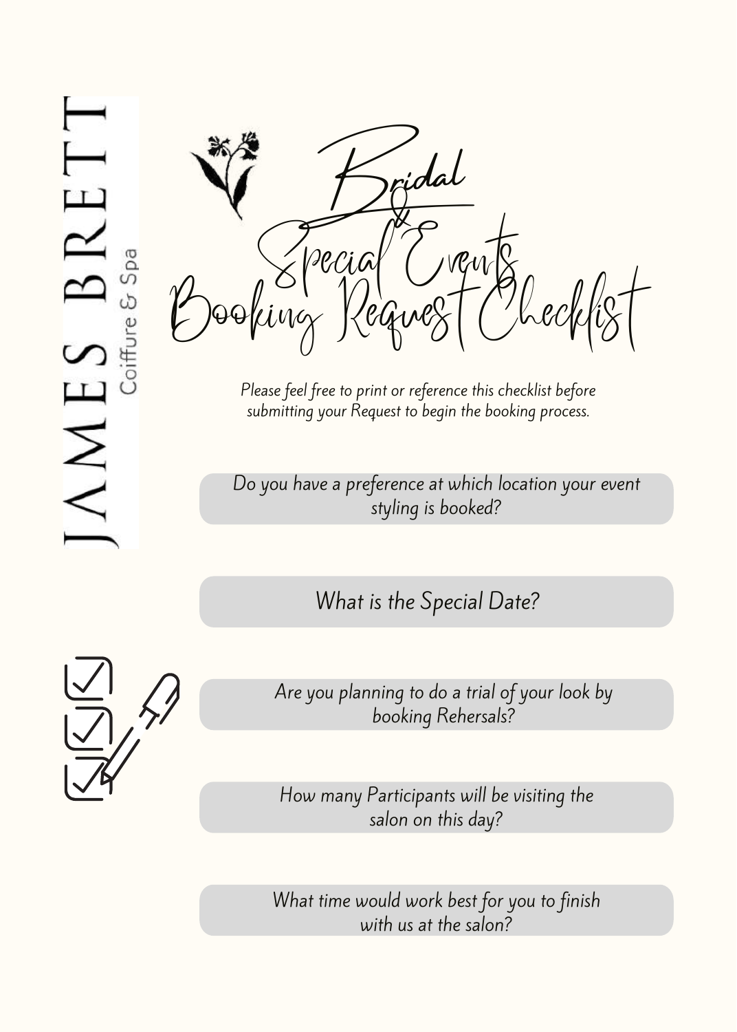JAMES BRETT

Coiffure & Spa

# Bridal & Special Events Booking Request Checklist

*Please feel free to print or reference this checklist before submitting your Request to begin the booking process.*

*Do you have a preference at which location your event styling is booked?*

*What is the Special Date?*

*Are you planning to do a trial of your look by booking Rehersals?*

*How many Participants will be visiting the salon on this day?*

*What time would work best for you to finish with us at the salon?*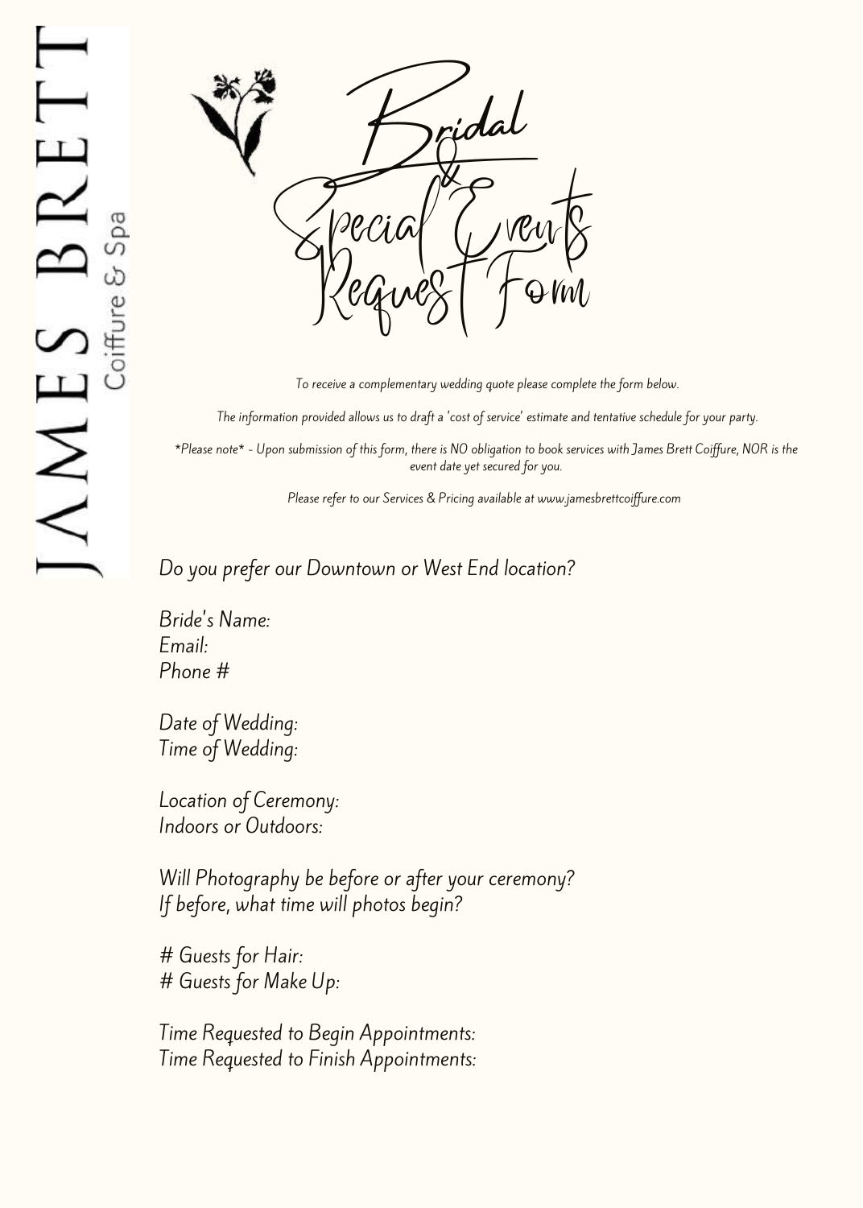JAMES BRETT

Coiffure & Spa

# Bridal & Special Events Request Form

*To receive a complementary wedding quote please complete the form below.*

*The information provided allows us to draft a 'cost of service' estimate and tentative schedule for your party.*

*\*Please note\* - Upon submission of this form, there is NO obligation to book services with James Brett Coiffure, NOR is the event date yet secured for you.*

*Please refer to our Services & Pricing available at www.jamesbrettcoiffure.com*

*Do you prefer our Downtown or West End location?*

*Bride's Name:*
*Email:*
*Phone #*

*Date of Wedding:*
*Time of Wedding:*

*Location of Ceremony:*
*Indoors or Outdoors:*

*Will Photography be before or after your ceremony?*
*If before, what time will photos begin?*

*# Guests for Hair:*
*# Guests for Make Up:*

*Time Requested to Begin Appointments:*
*Time Requested to Finish Appointments:*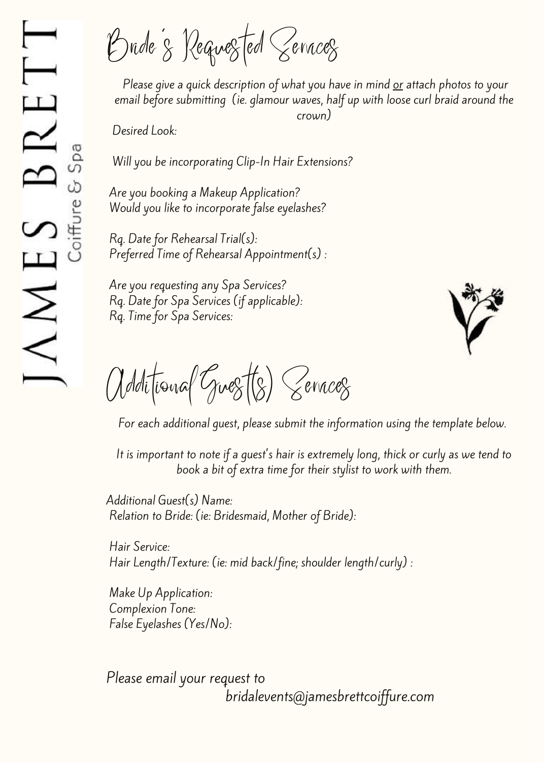# Bride's Requested Services

*Please give a quick description of what you have in mind <u>or</u> attach photos to your email before submitting (ie. glamour waves, half up with loose curl braid around the crown)*

*Desired Look:*

*Will you be incorporating Clip-In Hair Extensions?*

*Are you booking a Makeup Application?*
*Would you like to incorporate false eyelashes?*

*Rq. Date for Rehearsal Trial(s):*
*Preferred Time of Rehearsal Appointment(s) :*

*Are you requesting any Spa Services?*
*Rq. Date for Spa Services (if applicable):*
*Rq. Time for Spa Services:*

# Additional Guest(s) Services

*For each additional guest, please submit the information using the template below.*

*It is important to note if a guest's hair is extremely long, thick or curly as we tend to book a bit of extra time for their stylist to work with them.*

*Additional Guest(s) Name:*
*Relation to Bride: (ie: Bridesmaid, Mother of Bride):*

*Hair Service:*
*Hair Length/Texture: (ie: mid back/fine; shoulder length/curly) :*

*Make Up Application:*
*Complexion Tone:*
*False Eyelashes (Yes/No):*

*Please email your request to*
*bridalevents@jamesbrettcoiffure.com*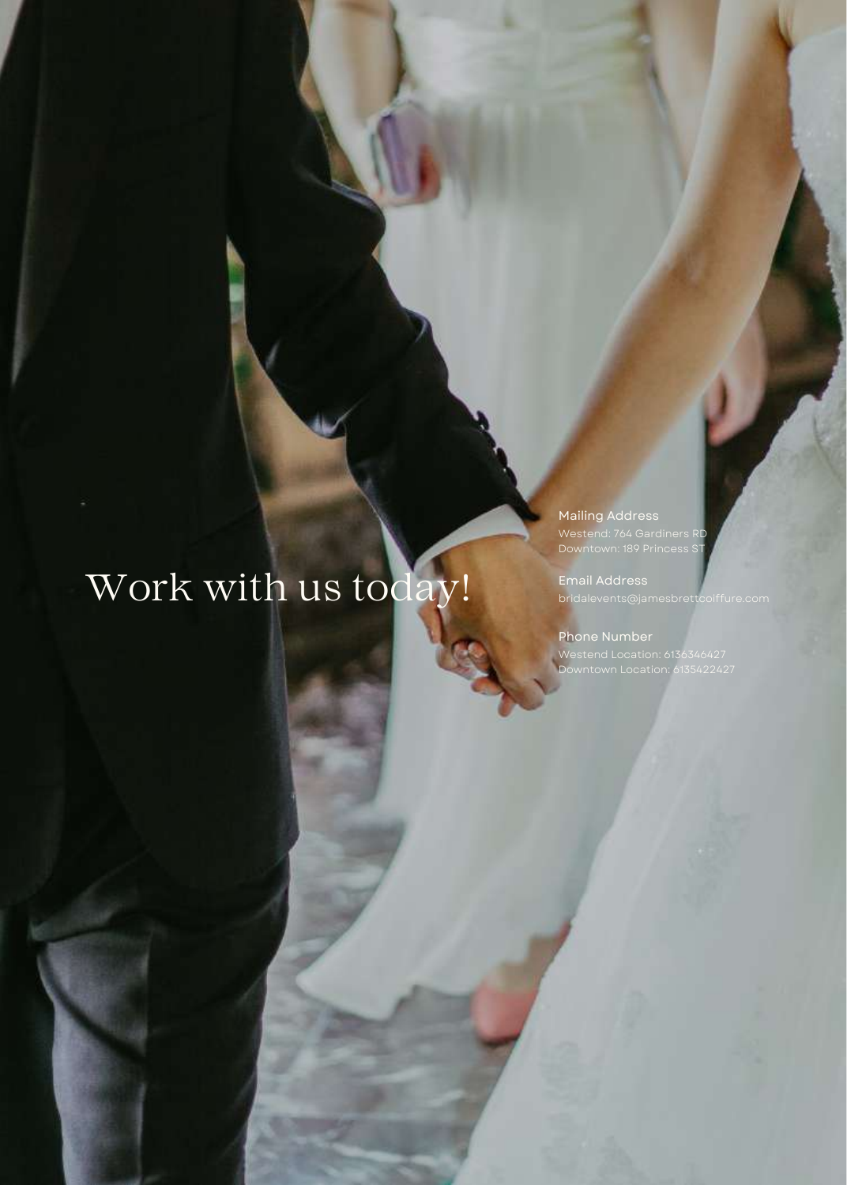# Work with us today!

**Mailing Address**

Westend: 764 Gardiners RD
Downtown: 189 Princess ST

**Email Address**

bridalevents@jamesbrettcoiffure.com

**Phone Number**

Westend Location: 6136346427
Downtown Location: 6135422427